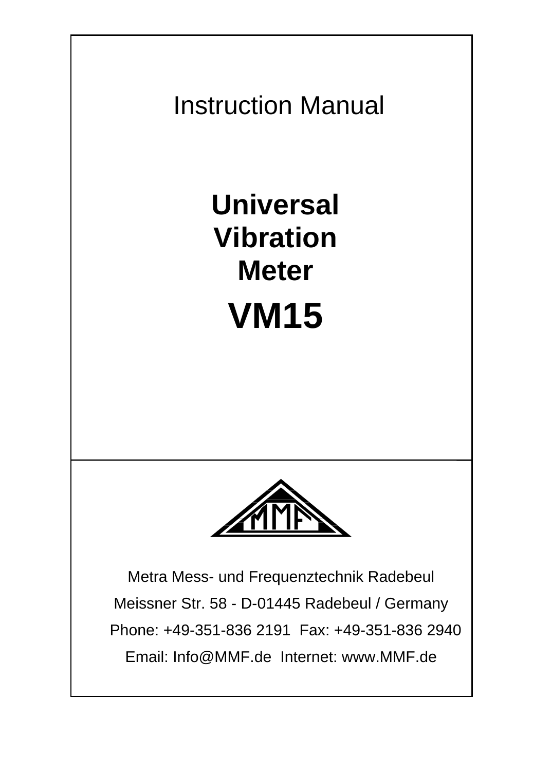Instruction Manual

# Universal Vibration Meter

# VM15

Metra Mess- und Frequenztechnik Radebeul

Meissner Str. 58 - D-01445 Radebeul / Germany

Phone: +49-351-836 2191  Fax: +49-351-836 2940

Email: Info@MMF.de  Internet: www.MMF.de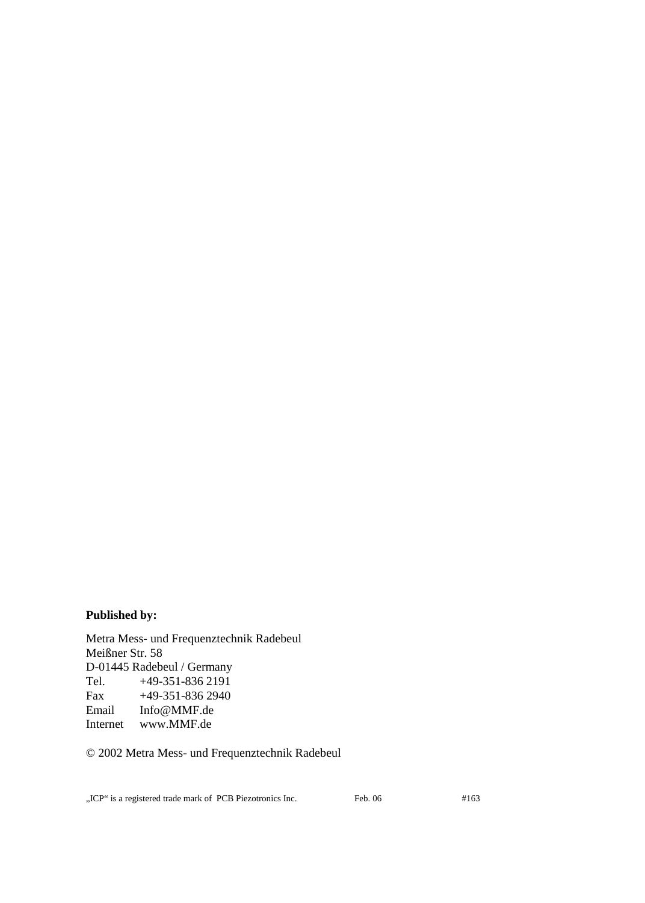**Published by:**

Metra Mess- und Frequenztechnik Radebeul
Meißner Str. 58
D-01445 Radebeul / Germany

| | |
|---|---|
| Tel. | +49-351-836 2191 |
| Fax | +49-351-836 2940 |
| Email | Info@MMF.de |
| Internet | www.MMF.de |

© 2002 Metra Mess- und Frequenztechnik Radebeul

„ICP“ is a registered trade mark of PCB Piezotronics Inc. Feb. 06 #163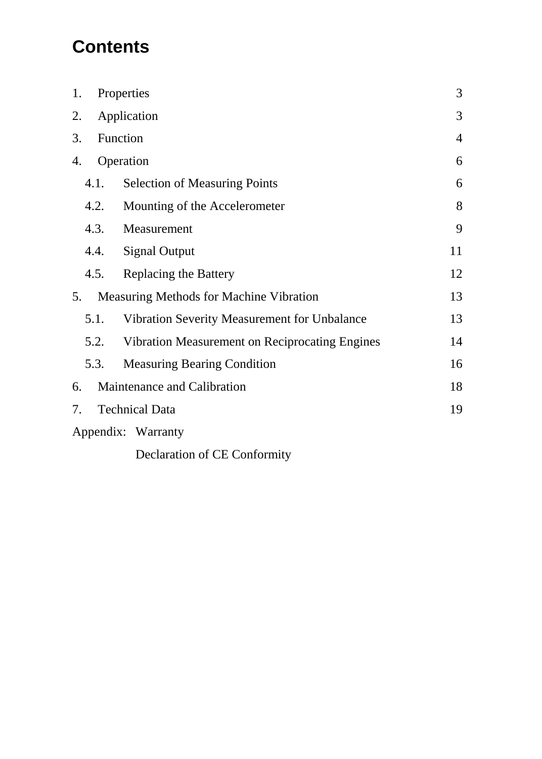# Contents

| | | |
|---|---|---|
| 1. | Properties | 3 |
| 2. | Application | 3 |
| 3. | Function | 4 |
| 4. | Operation | 6 |
| 4.1. | Selection of Measuring Points | 6 |
| 4.2. | Mounting of the Accelerometer | 8 |
| 4.3. | Measurement | 9 |
| 4.4. | Signal Output | 11 |
| 4.5. | Replacing the Battery | 12 |
| 5. | Measuring Methods for Machine Vibration | 13 |
| 5.1. | Vibration Severity Measurement for Unbalance | 13 |
| 5.2. | Vibration Measurement on Reciprocating Engines | 14 |
| 5.3. | Measuring Bearing Condition | 16 |
| 6. | Maintenance and Calibration | 18 |
| 7. | Technical Data | 19 |
| Appendix: | Warranty | |
| | Declaration of CE Conformity | |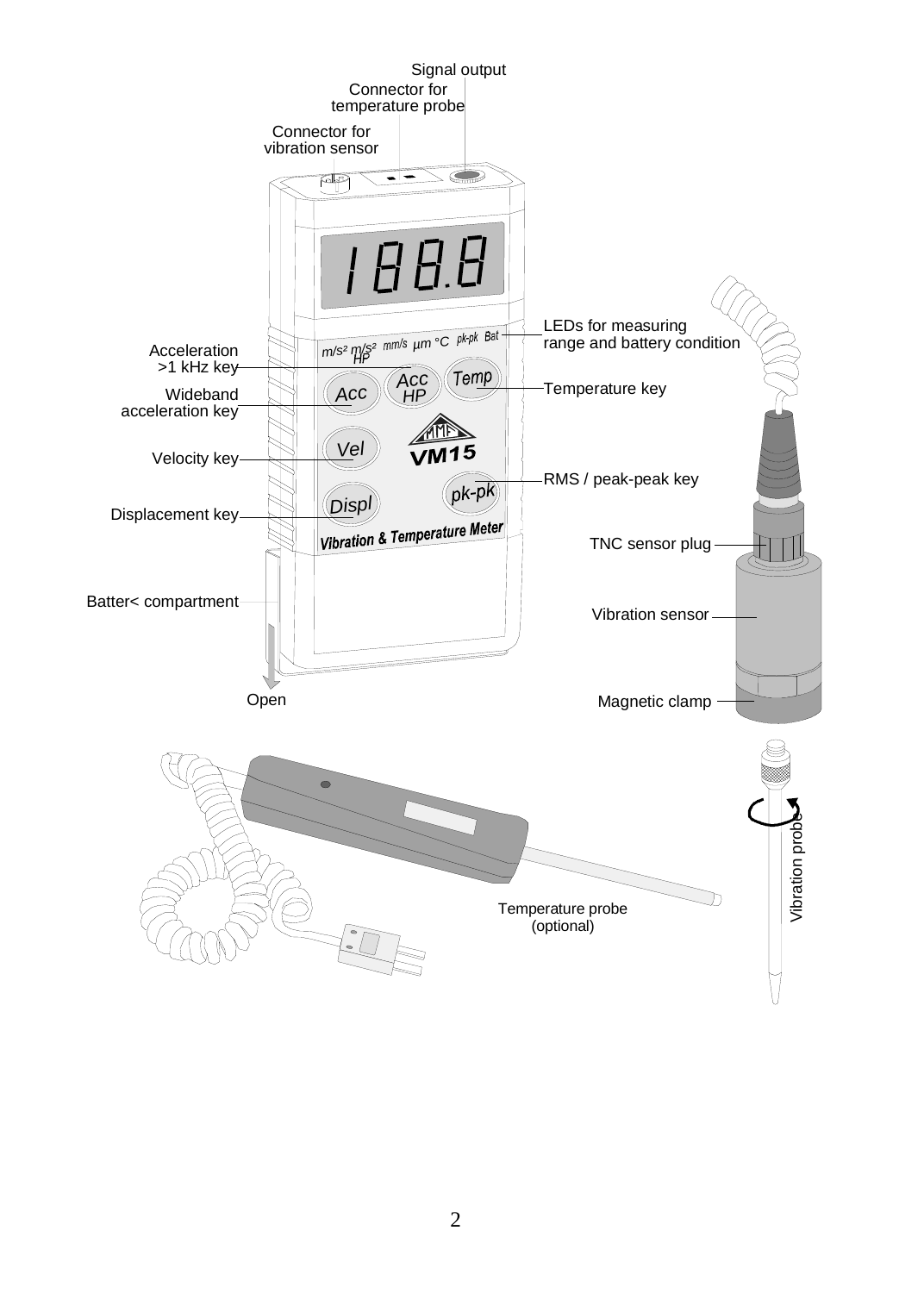Signal output

Connector for temperature probe

Connector for vibration sensor

LEDs for measuring range and battery condition

Acceleration >1 kHz key

Wideband acceleration key

Temperature key

Velocity key

RMS / peak-peak key

Displacement key

TNC sensor plug

Batter< compartment

Vibration sensor

Open

Magnetic clamp

Vibration probe

Temperature probe (optional)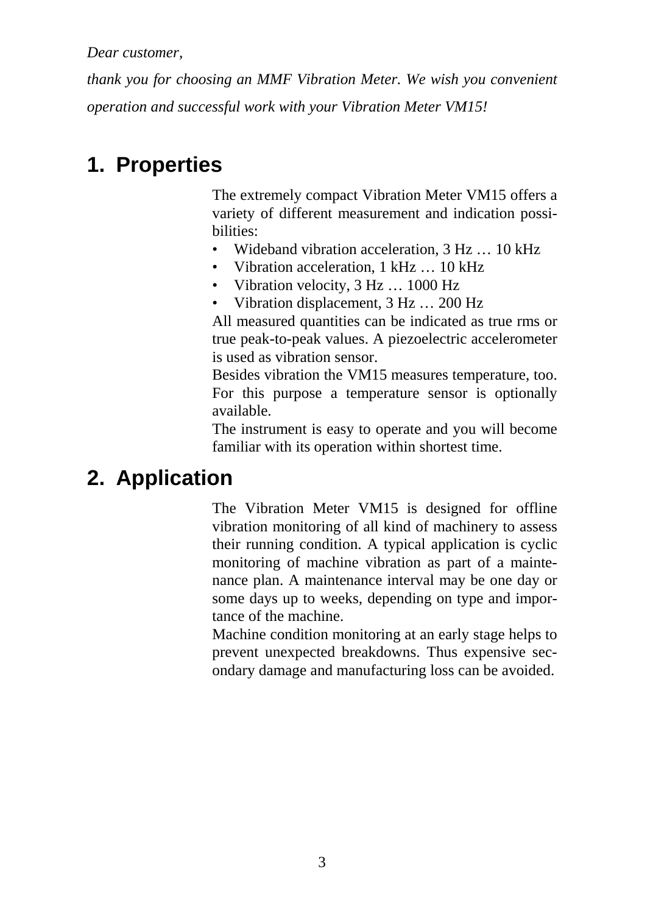*Dear customer,*

*thank you for choosing an MMF Vibration Meter. We wish you convenient operation and successful work with your Vibration Meter VM15!*

# 1. Properties

The extremely compact Vibration Meter VM15 offers a variety of different measurement and indication possibilities:

- Wideband vibration acceleration, 3 Hz … 10 kHz
- Vibration acceleration, 1 kHz … 10 kHz
- Vibration velocity, 3 Hz … 1000 Hz
- Vibration displacement, 3 Hz … 200 Hz

All measured quantities can be indicated as true rms or true peak-to-peak values. A piezoelectric accelerometer is used as vibration sensor.

Besides vibration the VM15 measures temperature, too. For this purpose a temperature sensor is optionally available.

The instrument is easy to operate and you will become familiar with its operation within shortest time.

# 2. Application

The Vibration Meter VM15 is designed for offline vibration monitoring of all kind of machinery to assess their running condition. A typical application is cyclic monitoring of machine vibration as part of a maintenance plan. A maintenance interval may be one day or some days up to weeks, depending on type and importance of the machine.

Machine condition monitoring at an early stage helps to prevent unexpected breakdowns. Thus expensive secondary damage and manufacturing loss can be avoided.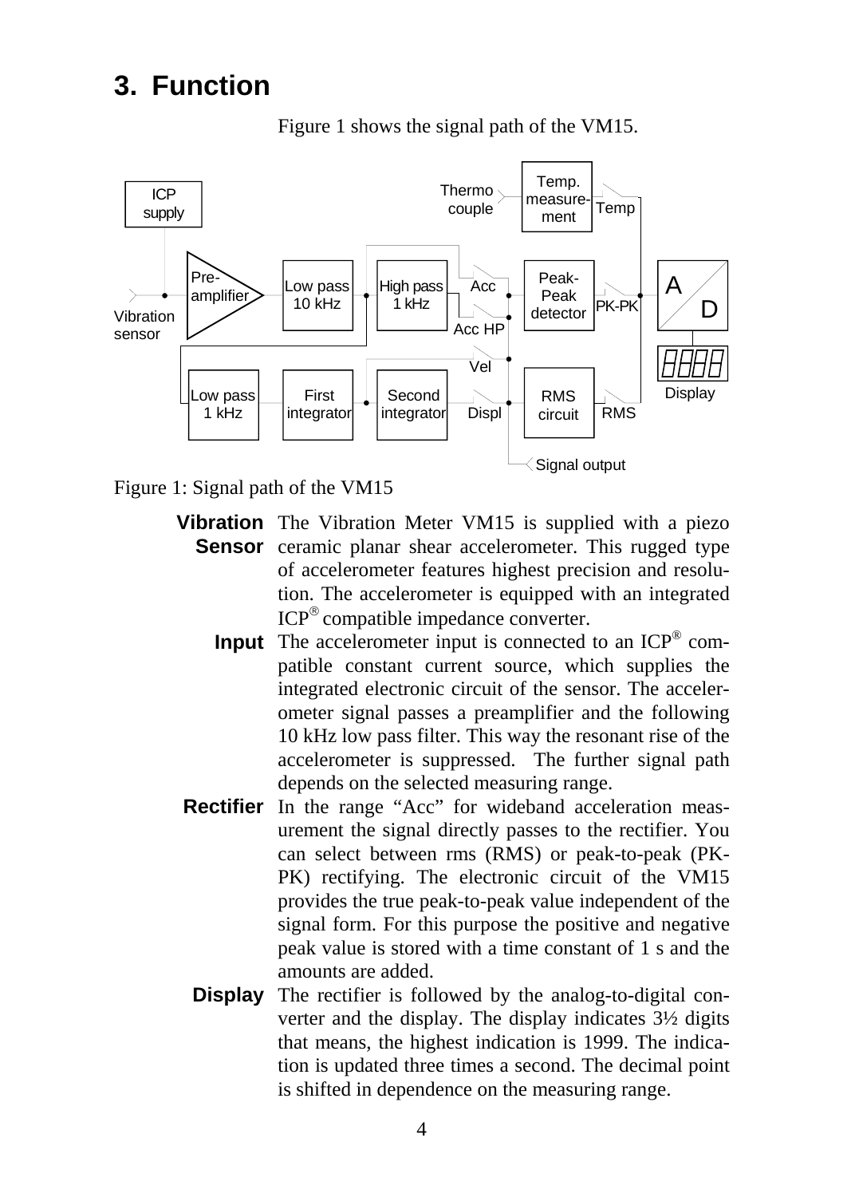## 3. Function

Figure 1 shows the signal path of the VM15.

Figure 1: Signal path of the VM15

**Vibration Sensor** The Vibration Meter VM15 is supplied with a piezo ceramic planar shear accelerometer. This rugged type of accelerometer features highest precision and resolution. The accelerometer is equipped with an integrated ICP® compatible impedance converter.

**Input** The accelerometer input is connected to an ICP® compatible constant current source, which supplies the integrated electronic circuit of the sensor. The accelerometer signal passes a preamplifier and the following 10 kHz low pass filter. This way the resonant rise of the accelerometer is suppressed. The further signal path depends on the selected measuring range.

**Rectifier** In the range "Acc" for wideband acceleration measurement the signal directly passes to the rectifier. You can select between rms (RMS) or peak-to-peak (PK-PK) rectifying. The electronic circuit of the VM15 provides the true peak-to-peak value independent of the signal form. For this purpose the positive and negative peak value is stored with a time constant of 1 s and the amounts are added.

**Display** The rectifier is followed by the analog-to-digital converter and the display. The display indicates 3½ digits that means, the highest indication is 1999. The indication is updated three times a second. The decimal point is shifted in dependence on the measuring range.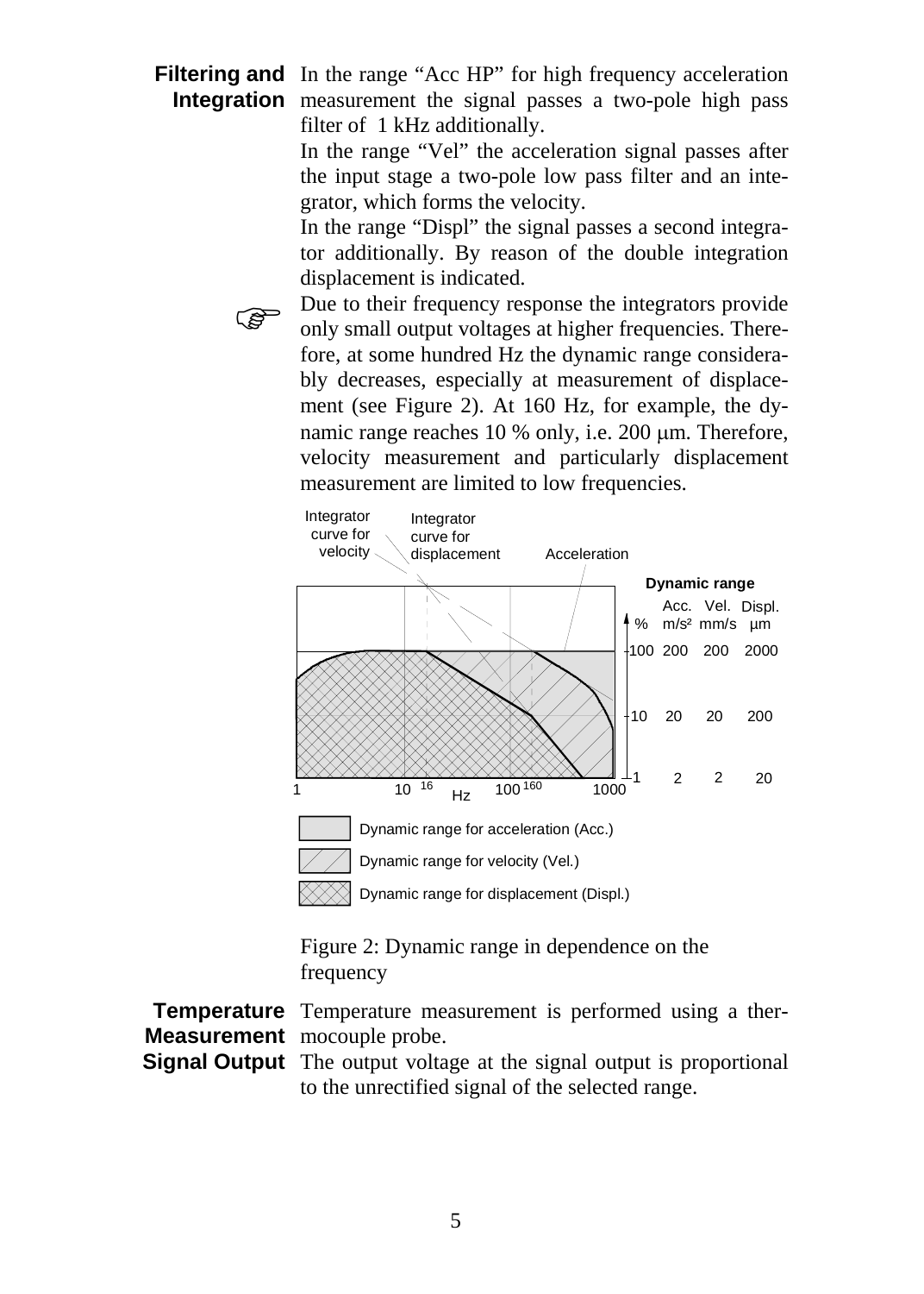**Filtering and Integration** In the range "Acc HP" for high frequency acceleration measurement the signal passes a two-pole high pass filter of 1 kHz additionally.

In the range "Vel" the acceleration signal passes after the input stage a two-pole low pass filter and an integrator, which forms the velocity.

In the range "Displ" the signal passes a second integrator additionally. By reason of the double integration displacement is indicated.

☞ Due to their frequency response the integrators provide only small output voltages at higher frequencies. Therefore, at some hundred Hz the dynamic range considerably decreases, especially at measurement of displacement (see Figure 2). At 160 Hz, for example, the dynamic range reaches 10 % only, i.e. 200 µm. Therefore, velocity measurement and particularly displacement measurement are limited to low frequencies.

Figure 2: Dynamic range in dependence on the frequency

**Temperature Measurement** Temperature measurement is performed using a thermocouple probe.

**Signal Output** The output voltage at the signal output is proportional to the unrectified signal of the selected range.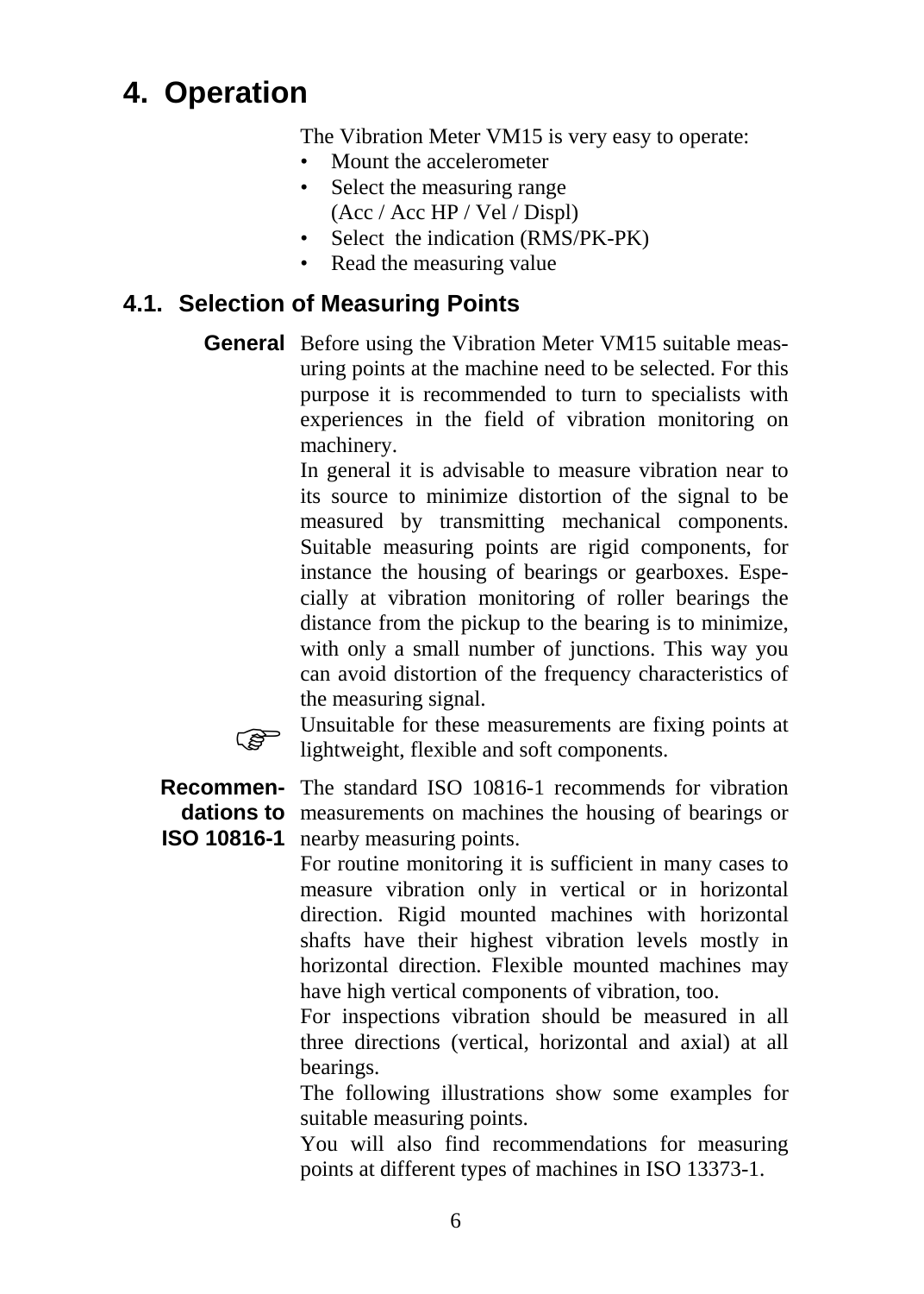# 4. Operation

The Vibration Meter VM15 is very easy to operate:

- Mount the accelerometer
- Select the measuring range (Acc / Acc HP / Vel / Displ)
- Select the indication (RMS/PK-PK)
- Read the measuring value

## 4.1. Selection of Measuring Points

**General** Before using the Vibration Meter VM15 suitable measuring points at the machine need to be selected. For this purpose it is recommended to turn to specialists with experiences in the field of vibration monitoring on machinery.

In general it is advisable to measure vibration near to its source to minimize distortion of the signal to be measured by transmitting mechanical components. Suitable measuring points are rigid components, for instance the housing of bearings or gearboxes. Especially at vibration monitoring of roller bearings the distance from the pickup to the bearing is to minimize, with only a small number of junctions. This way you can avoid distortion of the frequency characteristics of the measuring signal.

☞ Unsuitable for these measurements are fixing points at lightweight, flexible and soft components.

**Recommendations to ISO 10816-1** The standard ISO 10816-1 recommends for vibration measurements on machines the housing of bearings or nearby measuring points.

For routine monitoring it is sufficient in many cases to measure vibration only in vertical or in horizontal direction. Rigid mounted machines with horizontal shafts have their highest vibration levels mostly in horizontal direction. Flexible mounted machines may have high vertical components of vibration, too.

For inspections vibration should be measured in all three directions (vertical, horizontal and axial) at all bearings.

The following illustrations show some examples for suitable measuring points.

You will also find recommendations for measuring points at different types of machines in ISO 13373-1.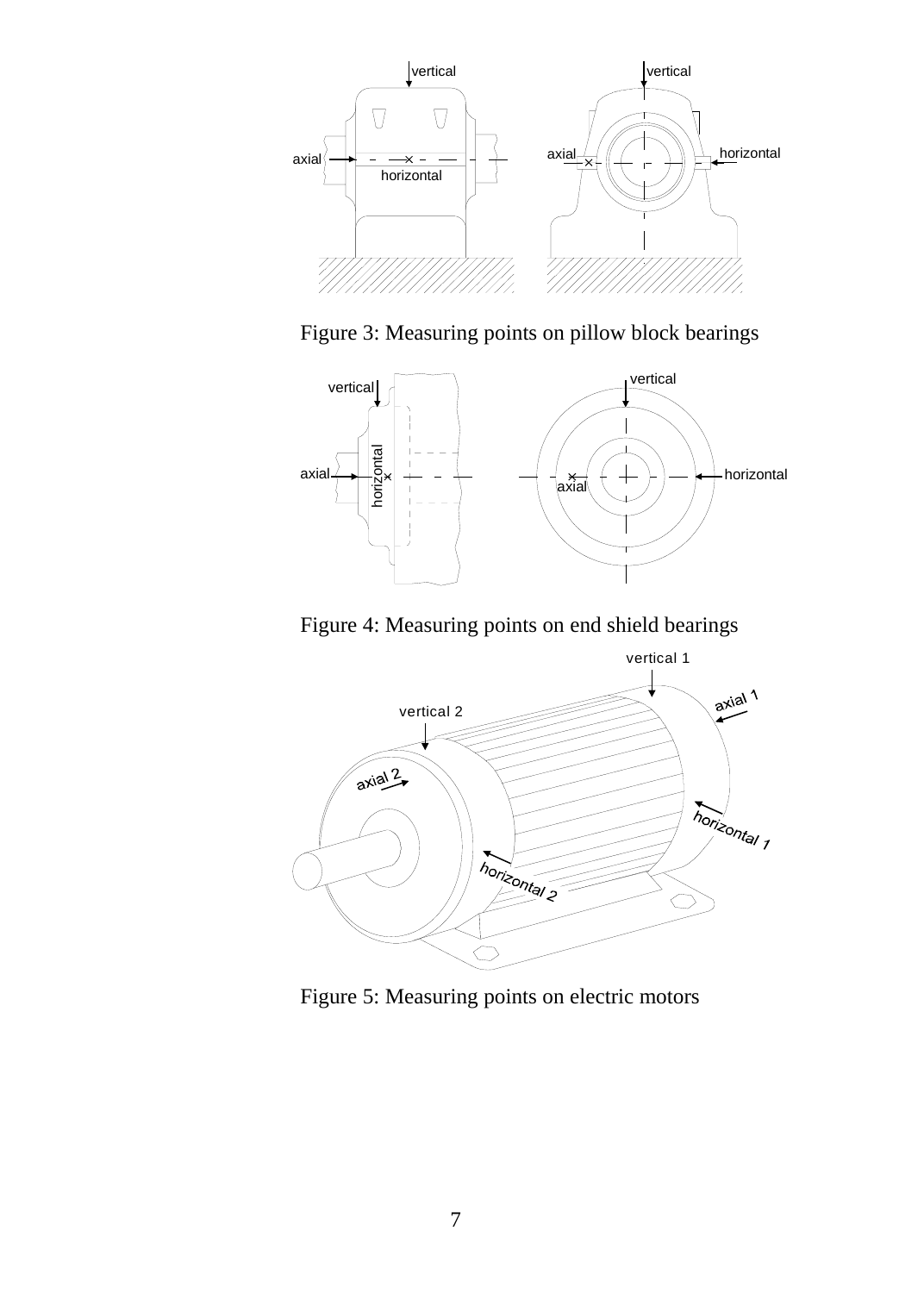Figure 3: Measuring points on pillow block bearings

Figure 4: Measuring points on end shield bearings

Figure 5: Measuring points on electric motors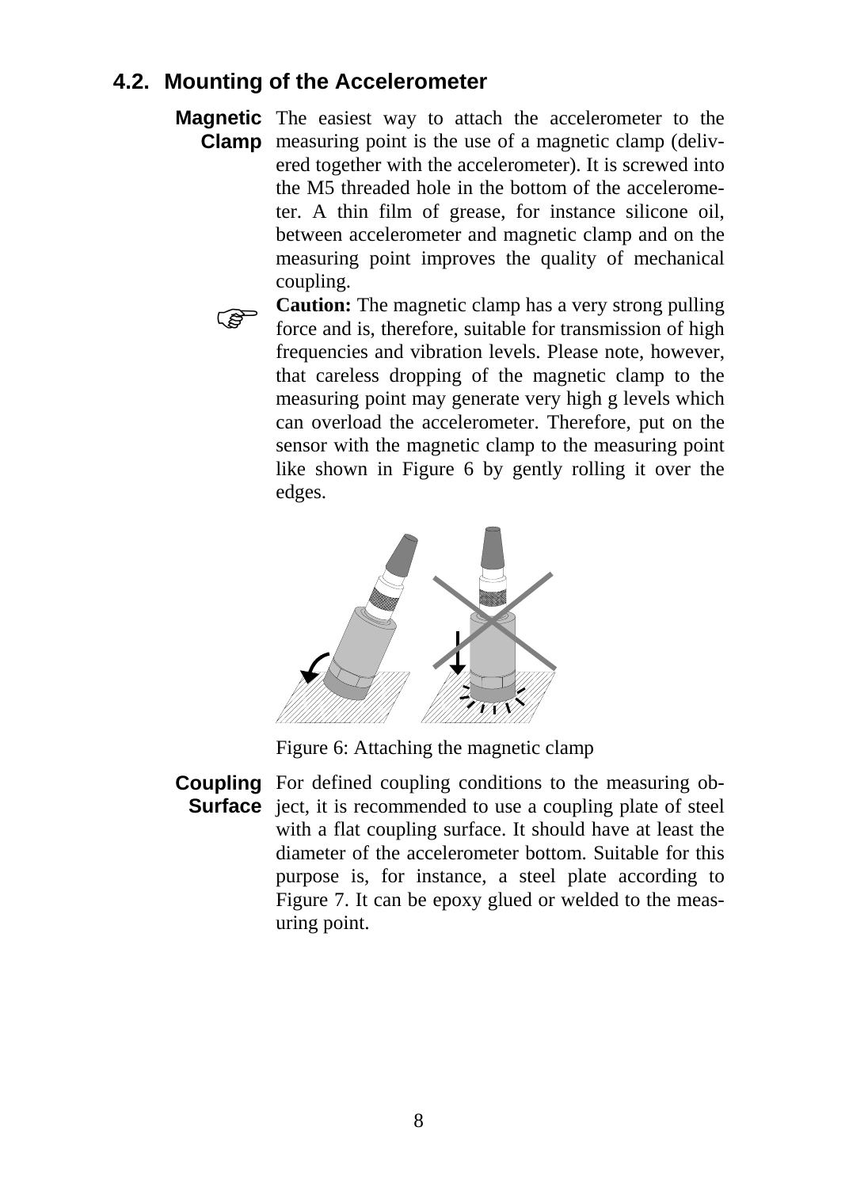## 4.2. Mounting of the Accelerometer

**Magnetic Clamp** The easiest way to attach the accelerometer to the measuring point is the use of a magnetic clamp (delivered together with the accelerometer). It is screwed into the M5 threaded hole in the bottom of the accelerometer. A thin film of grease, for instance silicone oil, between accelerometer and magnetic clamp and on the measuring point improves the quality of mechanical coupling.

☞ **Caution:** The magnetic clamp has a very strong pulling force and is, therefore, suitable for transmission of high frequencies and vibration levels. Please note, however, that careless dropping of the magnetic clamp to the measuring point may generate very high g levels which can overload the accelerometer. Therefore, put on the sensor with the magnetic clamp to the measuring point like shown in Figure 6 by gently rolling it over the edges.

Figure 6: Attaching the magnetic clamp

**Coupling Surface** For defined coupling conditions to the measuring object, it is recommended to use a coupling plate of steel with a flat coupling surface. It should have at least the diameter of the accelerometer bottom. Suitable for this purpose is, for instance, a steel plate according to Figure 7. It can be epoxy glued or welded to the measuring point.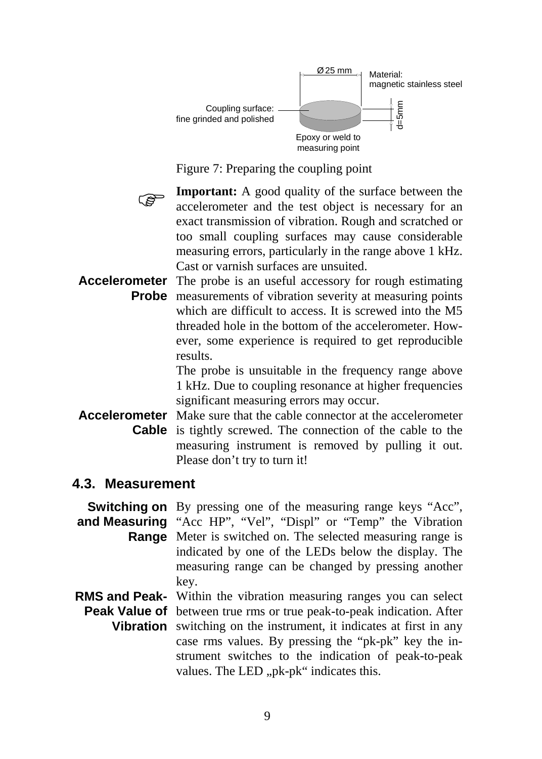Ø 25 mm

Material: magnetic stainless steel

Coupling surface: fine grinded and polished

d=5mm

Epoxy or weld to measuring point

Figure 7: Preparing the coupling point

☞ **Important:** A good quality of the surface between the accelerometer and the test object is necessary for an exact transmission of vibration. Rough and scratched or too small coupling surfaces may cause considerable measuring errors, particularly in the range above 1 kHz. Cast or varnish surfaces are unsuited.

**Accelerometer Probe** The probe is an useful accessory for rough estimating measurements of vibration severity at measuring points which are difficult to access. It is screwed into the M5 threaded hole in the bottom of the accelerometer. However, some experience is required to get reproducible results.

The probe is unsuitable in the frequency range above 1 kHz. Due to coupling resonance at higher frequencies significant measuring errors may occur.

**Accelerometer Cable** Make sure that the cable connector at the accelerometer is tightly screwed. The connection of the cable to the measuring instrument is removed by pulling it out. Please don't try to turn it!

## 4.3. Measurement

**Switching on and Measuring Range** By pressing one of the measuring range keys "Acc", "Acc HP", "Vel", "Displ" or "Temp" the Vibration Meter is switched on. The selected measuring range is indicated by one of the LEDs below the display. The measuring range can be changed by pressing another key.

**RMS and Peak-Peak Value of Vibration** Within the vibration measuring ranges you can select between true rms or true peak-to-peak indication. After switching on the instrument, it indicates at first in any case rms values. By pressing the "pk-pk" key the instrument switches to the indication of peak-to-peak values. The LED „pk-pk" indicates this.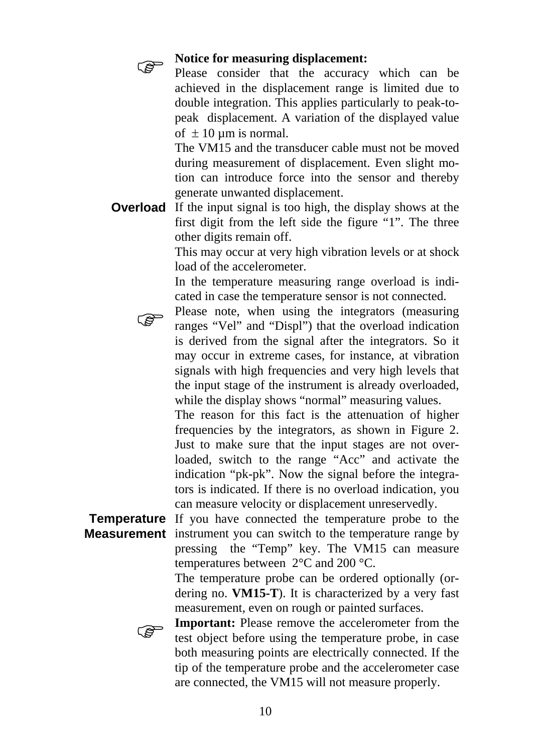☞ **Notice for measuring displacement:**
Please consider that the accuracy which can be achieved in the displacement range is limited due to double integration. This applies particularly to peak-to-peak displacement. A variation of the displayed value of $\pm$ 10 µm is normal.
The VM15 and the transducer cable must not be moved during measurement of displacement. Even slight motion can introduce force into the sensor and thereby generate unwanted displacement.

**Overload**

If the input signal is too high, the display shows at the first digit from the left side the figure “1”. The three other digits remain off.
This may occur at very high vibration levels or at shock load of the accelerometer.
In the temperature measuring range overload is indicated in case the temperature sensor is not connected.

☞ Please note, when using the integrators (measuring ranges “Vel” and “Displ”) that the overload indication is derived from the signal after the integrators. So it may occur in extreme cases, for instance, at vibration signals with high frequencies and very high levels that the input stage of the instrument is already overloaded, while the display shows “normal” measuring values.
The reason for this fact is the attenuation of higher frequencies by the integrators, as shown in Figure 2. Just to make sure that the input stages are not overloaded, switch to the range “Acc” and activate the indication “pk-pk”. Now the signal before the integrators is indicated. If there is no overload indication, you can measure velocity or displacement unreservedly.

**Temperature Measurement**

If you have connected the temperature probe to the instrument you can switch to the temperature range by pressing the “Temp” key. The VM15 can measure temperatures between 2°C and 200 °C.
The temperature probe can be ordered optionally (ordering no. **VM15-T**). It is characterized by a very fast measurement, even on rough or painted surfaces.

☞ **Important:** Please remove the accelerometer from the test object before using the temperature probe, in case both measuring points are electrically connected. If the tip of the temperature probe and the accelerometer case are connected, the VM15 will not measure properly.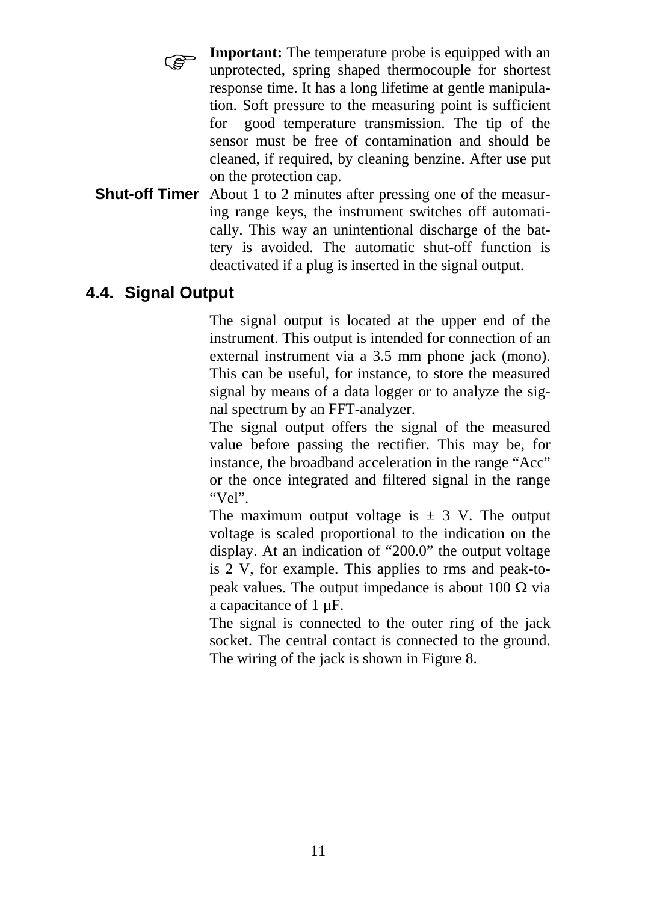☞ **Important:** The temperature probe is equipped with an unprotected, spring shaped thermocouple for shortest response time. It has a long lifetime at gentle manipulation. Soft pressure to the measuring point is sufficient for good temperature transmission. The tip of the sensor must be free of contamination and should be cleaned, if required, by cleaning benzine. After use put on the protection cap.

**Shut-off Timer** About 1 to 2 minutes after pressing one of the measuring range keys, the instrument switches off automatically. This way an unintentional discharge of the battery is avoided. The automatic shut-off function is deactivated if a plug is inserted in the signal output.

## 4.4. Signal Output

The signal output is located at the upper end of the instrument. This output is intended for connection of an external instrument via a 3.5 mm phone jack (mono). This can be useful, for instance, to store the measured signal by means of a data logger or to analyze the signal spectrum by an FFT-analyzer.

The signal output offers the signal of the measured value before passing the rectifier. This may be, for instance, the broadband acceleration in the range "Acc" or the once integrated and filtered signal in the range "Vel".

The maximum output voltage is ± 3 V. The output voltage is scaled proportional to the indication on the display. At an indication of "200.0" the output voltage is 2 V, for example. This applies to rms and peak-to-peak values. The output impedance is about 100 Ω via a capacitance of 1 µF.

The signal is connected to the outer ring of the jack socket. The central contact is connected to the ground. The wiring of the jack is shown in Figure 8.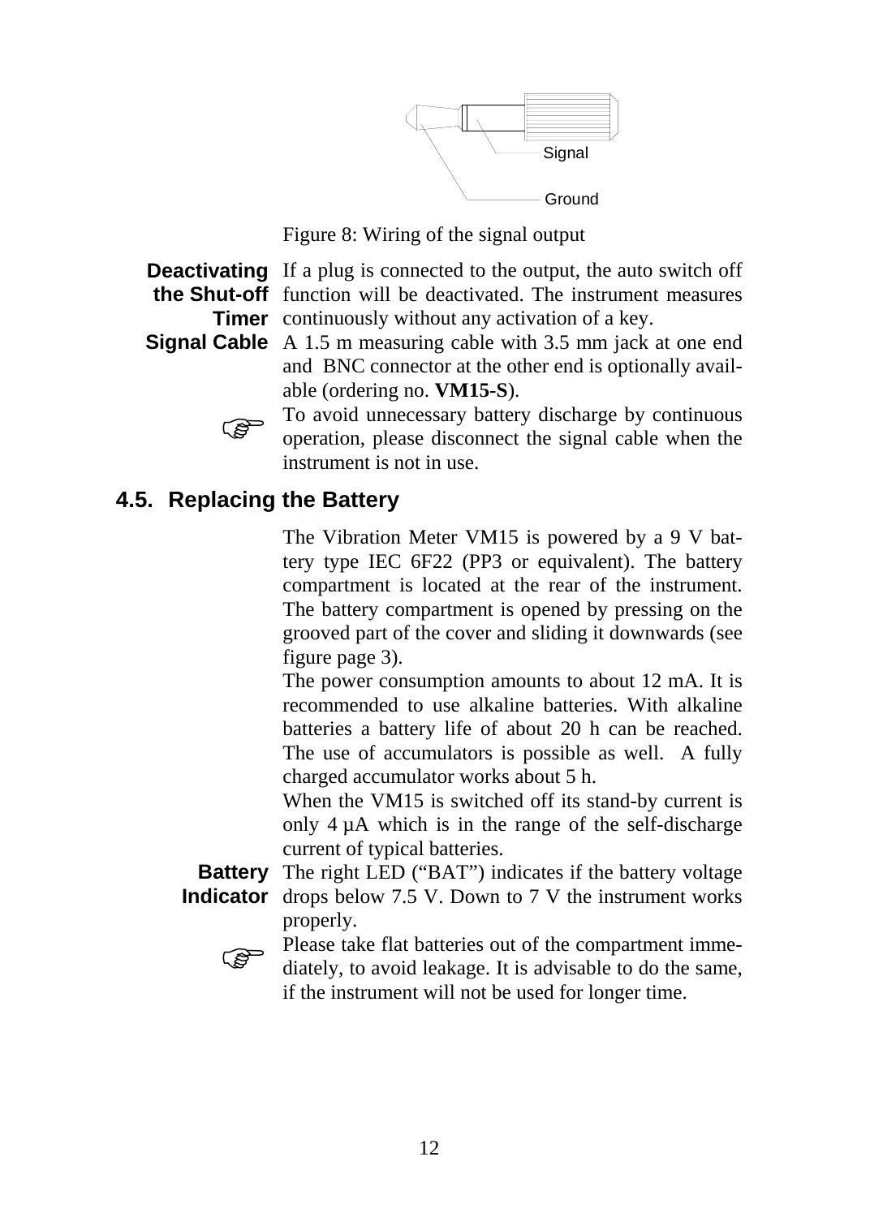Figure 8: Wiring of the signal output

**Deactivating the Shut-off Timer** If a plug is connected to the output, the auto switch off function will be deactivated. The instrument measures continuously without any activation of a key.

**Signal Cable** A 1.5 m measuring cable with 3.5 mm jack at one end and BNC connector at the other end is optionally available (ordering no. **VM15-S**).

☞ To avoid unnecessary battery discharge by continuous operation, please disconnect the signal cable when the instrument is not in use.

## 4.5. Replacing the Battery

The Vibration Meter VM15 is powered by a 9 V battery type IEC 6F22 (PP3 or equivalent). The battery compartment is located at the rear of the instrument. The battery compartment is opened by pressing on the grooved part of the cover and sliding it downwards (see figure page 3).

The power consumption amounts to about 12 mA. It is recommended to use alkaline batteries. With alkaline batteries a battery life of about 20 h can be reached. The use of accumulators is possible as well. A fully charged accumulator works about 5 h.

When the VM15 is switched off its stand-by current is only 4 µA which is in the range of the self-discharge current of typical batteries.

**Battery Indicator** The right LED ("BAT") indicates if the battery voltage drops below 7.5 V. Down to 7 V the instrument works properly.

☞ Please take flat batteries out of the compartment immediately, to avoid leakage. It is advisable to do the same, if the instrument will not be used for longer time.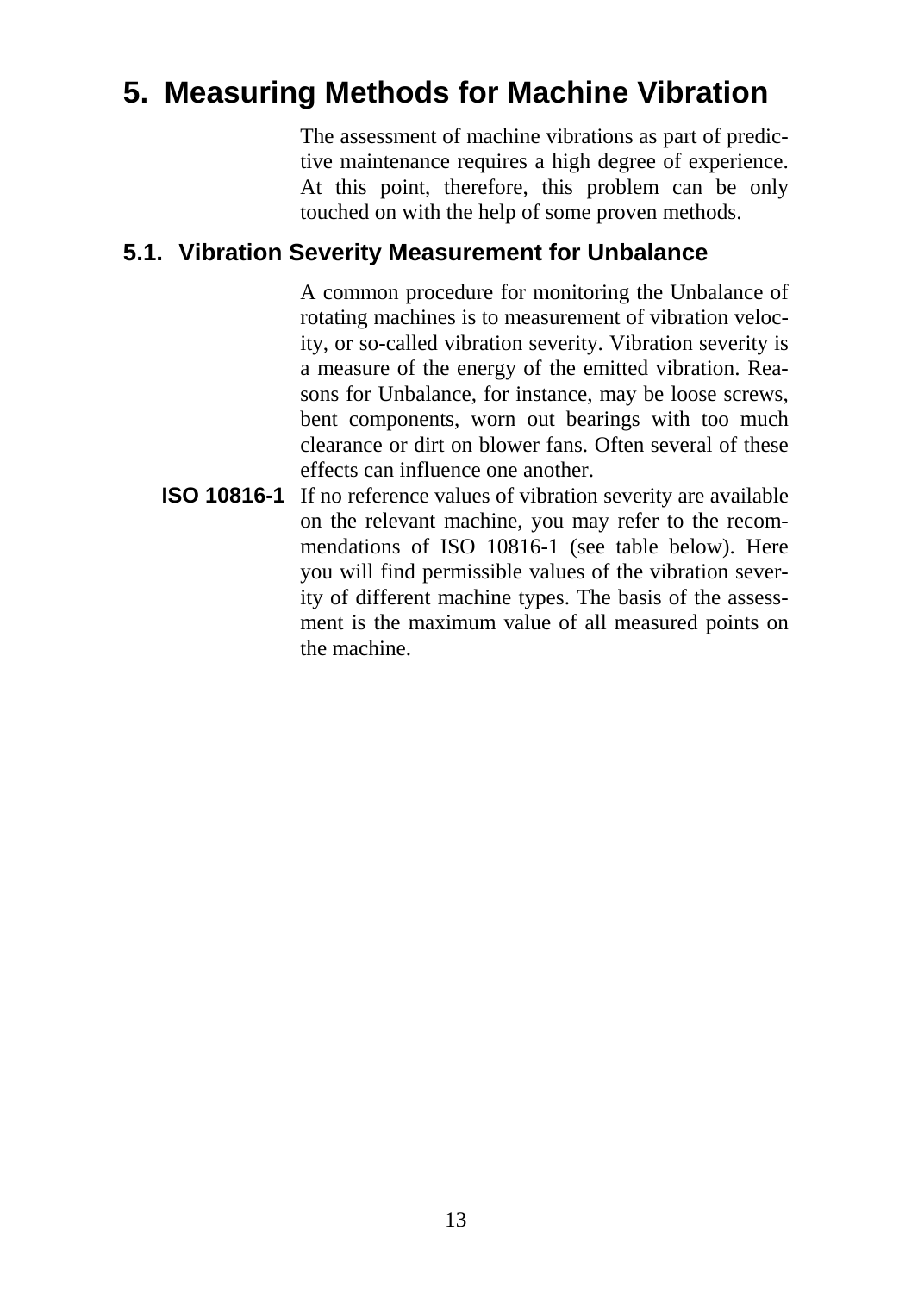# 5. Measuring Methods for Machine Vibration

The assessment of machine vibrations as part of predictive maintenance requires a high degree of experience. At this point, therefore, this problem can be only touched on with the help of some proven methods.

## 5.1. Vibration Severity Measurement for Unbalance

A common procedure for monitoring the Unbalance of rotating machines is to measurement of vibration velocity, or so-called vibration severity. Vibration severity is a measure of the energy of the emitted vibration. Reasons for Unbalance, for instance, may be loose screws, bent components, worn out bearings with too much clearance or dirt on blower fans. Often several of these effects can influence one another.

**ISO 10816-1** If no reference values of vibration severity are available on the relevant machine, you may refer to the recommendations of ISO 10816-1 (see table below). Here you will find permissible values of the vibration severity of different machine types. The basis of the assessment is the maximum value of all measured points on the machine.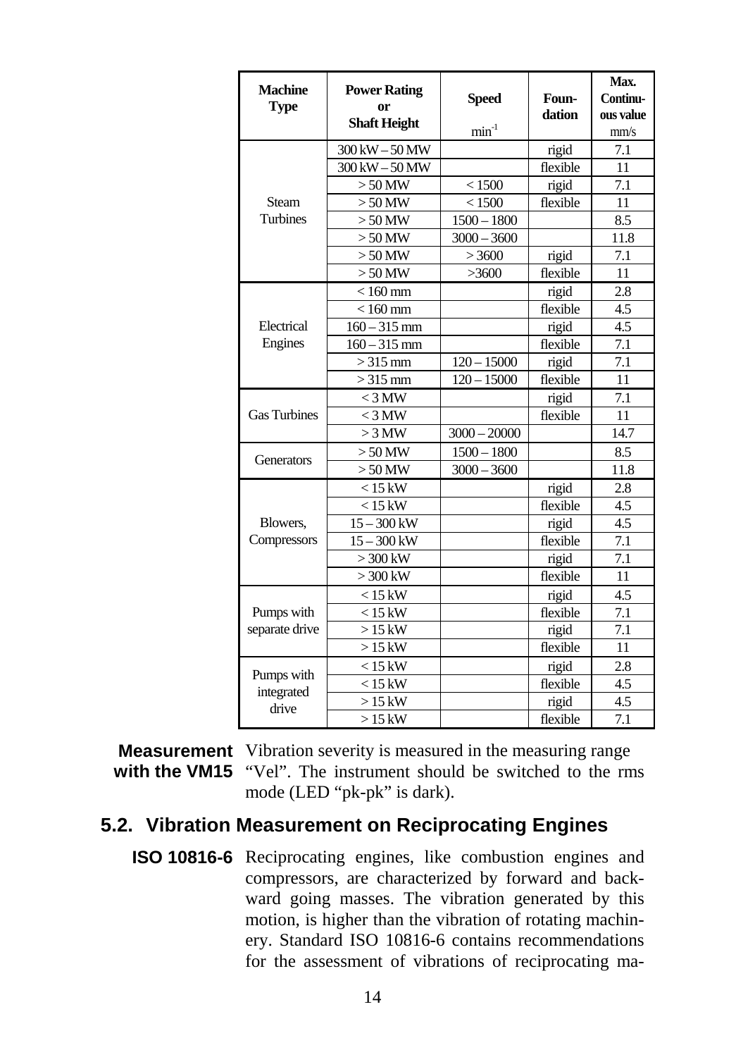| Machine Type | Power Rating or Shaft Height | Speed $min^{-1}$ | Foundation | Max. Continuous value mm/s |
|---|---|---|---|---|
| Steam Turbines | 300 kW – 50 MW | | rigid | 7.1 |
| | 300 kW – 50 MW | | flexible | 11 |
| | > 50 MW | < 1500 | rigid | 7.1 |
| | > 50 MW | < 1500 | flexible | 11 |
| | > 50 MW | 1500 – 1800 | | 8.5 |
| | > 50 MW | 3000 – 3600 | | 11.8 |
| | > 50 MW | > 3600 | rigid | 7.1 |
| | > 50 MW | >3600 | flexible | 11 |
| Electrical Engines | < 160 mm | | rigid | 2.8 |
| | < 160 mm | | flexible | 4.5 |
| | 160 – 315 mm | | rigid | 4.5 |
| | 160 – 315 mm | | flexible | 7.1 |
| | > 315 mm | 120 – 15000 | rigid | 7.1 |
| | > 315 mm | 120 – 15000 | flexible | 11 |
| Gas Turbines | < 3 MW | | rigid | 7.1 |
| | < 3 MW | | flexible | 11 |
| | > 3 MW | 3000 – 20000 | | 14.7 |
| Generators | > 50 MW | 1500 – 1800 | | 8.5 |
| | > 50 MW | 3000 – 3600 | | 11.8 |
| Blowers, Compressors | < 15 kW | | rigid | 2.8 |
| | < 15 kW | | flexible | 4.5 |
| | 15 – 300 kW | | rigid | 4.5 |
| | 15 – 300 kW | | flexible | 7.1 |
| | > 300 kW | | rigid | 7.1 |
| | > 300 kW | | flexible | 11 |
| Pumps with separate drive | < 15 kW | | rigid | 4.5 |
| | < 15 kW | | flexible | 7.1 |
| | > 15 kW | | rigid | 7.1 |
| | > 15 kW | | flexible | 11 |
| Pumps with integrated drive | < 15 kW | | rigid | 2.8 |
| | < 15 kW | | flexible | 4.5 |
| | > 15 kW | | rigid | 4.5 |
| | > 15 kW | | flexible | 7.1 |

**Measurement with the VM15** Vibration severity is measured in the measuring range "Vel". The instrument should be switched to the rms mode (LED "pk-pk" is dark).

## 5.2. Vibration Measurement on Reciprocating Engines

**ISO 10816-6** Reciprocating engines, like combustion engines and compressors, are characterized by forward and backward going masses. The vibration generated by this motion, is higher than the vibration of rotating machinery. Standard ISO 10816-6 contains recommendations for the assessment of vibrations of reciprocating ma-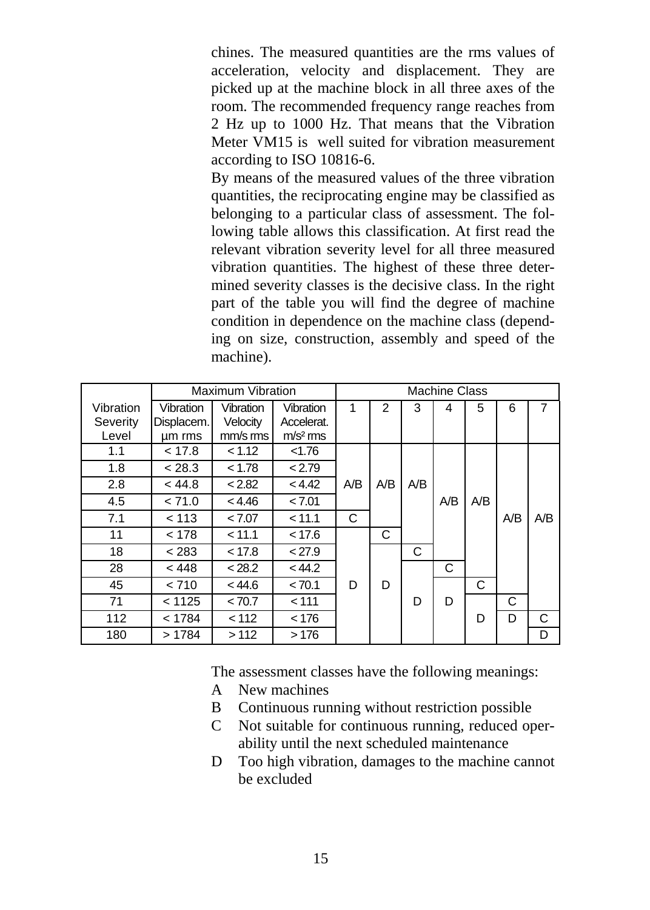chines. The measured quantities are the rms values of acceleration, velocity and displacement. They are picked up at the machine block in all three axes of the room. The recommended frequency range reaches from 2 Hz up to 1000 Hz. That means that the Vibration Meter VM15 is well suited for vibration measurement according to ISO 10816-6.

By means of the measured values of the three vibration quantities, the reciprocating engine may be classified as belonging to a particular class of assessment. The following table allows this classification. At first read the relevant vibration severity level for all three measured vibration quantities. The highest of these three determined severity classes is the decisive class. In the right part of the table you will find the degree of machine condition in dependence on the machine class (depending on size, construction, assembly and speed of the machine).

| | Maximum Vibration | | | Machine Class | | | | | | |
|---|---|---|---|---|---|---|---|---|---|---|
| Vibration Severity Level | Vibration Displacem. µm rms | Vibration Velocity mm/s rms | Vibration Accelerat. m/s² rms | 1 | 2 | 3 | 4 | 5 | 6 | 7 |
| 1.1 | < 17.8 | < 1.12 | <1.76 | | | | | | | |
| 1.8 | < 28.3 | < 1.78 | < 2.79 | | | | | | | |
| 2.8 | < 44.8 | < 2.82 | < 4.42 | A/B | A/B | A/B | | | | |
| 4.5 | < 71.0 | < 4.46 | < 7.01 | | | | A/B | A/B | | |
| 7.1 | < 113 | < 7.07 | < 11.1 | C | | | | | A/B | A/B |
| 11 | < 178 | < 11.1 | < 17.6 | | C | | | | | |
| 18 | < 283 | < 17.8 | < 27.9 | | | C | | | | |
| 28 | < 448 | < 28.2 | < 44.2 | | | | C | | | |
| 45 | < 710 | < 44.6 | < 70.1 | D | D | | | C | | |
| 71 | < 1125 | < 70.7 | < 111 | | | D | D | | C | |
| 112 | < 1784 | < 112 | < 176 | | | | | D | D | C |
| 180 | > 1784 | > 112 | > 176 | | | | | | | D |

The assessment classes have the following meanings:

- A New machines
- B Continuous running without restriction possible
- C Not suitable for continuous running, reduced operability until the next scheduled maintenance
- D Too high vibration, damages to the machine cannot be excluded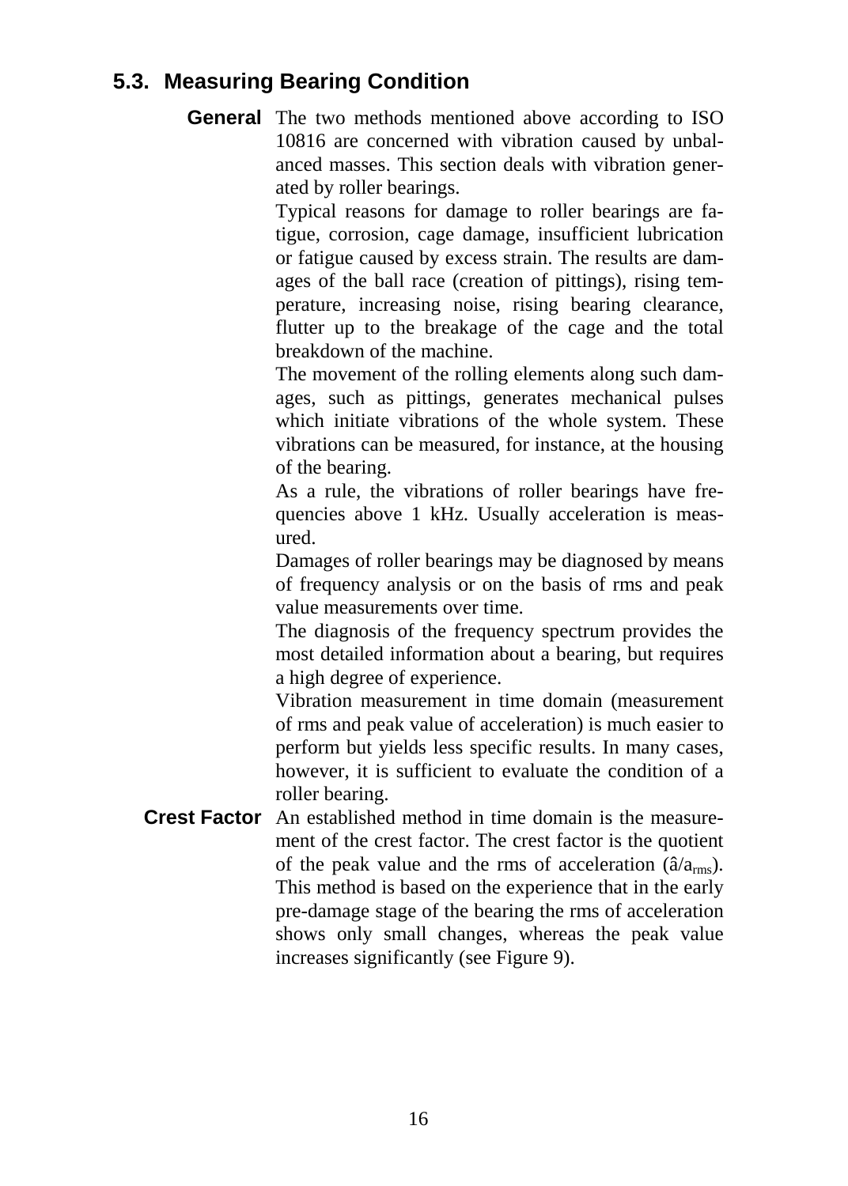## 5.3. Measuring Bearing Condition

**General** The two methods mentioned above according to ISO 10816 are concerned with vibration caused by unbalanced masses. This section deals with vibration generated by roller bearings.

Typical reasons for damage to roller bearings are fatigue, corrosion, cage damage, insufficient lubrication or fatigue caused by excess strain. The results are damages of the ball race (creation of pittings), rising temperature, increasing noise, rising bearing clearance, flutter up to the breakage of the cage and the total breakdown of the machine.

The movement of the rolling elements along such damages, such as pittings, generates mechanical pulses which initiate vibrations of the whole system. These vibrations can be measured, for instance, at the housing of the bearing.

As a rule, the vibrations of roller bearings have frequencies above 1 kHz. Usually acceleration is measured.

Damages of roller bearings may be diagnosed by means of frequency analysis or on the basis of rms and peak value measurements over time.

The diagnosis of the frequency spectrum provides the most detailed information about a bearing, but requires a high degree of experience.

Vibration measurement in time domain (measurement of rms and peak value of acceleration) is much easier to perform but yields less specific results. In many cases, however, it is sufficient to evaluate the condition of a roller bearing.

**Crest Factor** An established method in time domain is the measurement of the crest factor. The crest factor is the quotient of the peak value and the rms of acceleration ($\hat{a}/a_{rms}$). This method is based on the experience that in the early pre-damage stage of the bearing the rms of acceleration shows only small changes, whereas the peak value increases significantly (see Figure 9).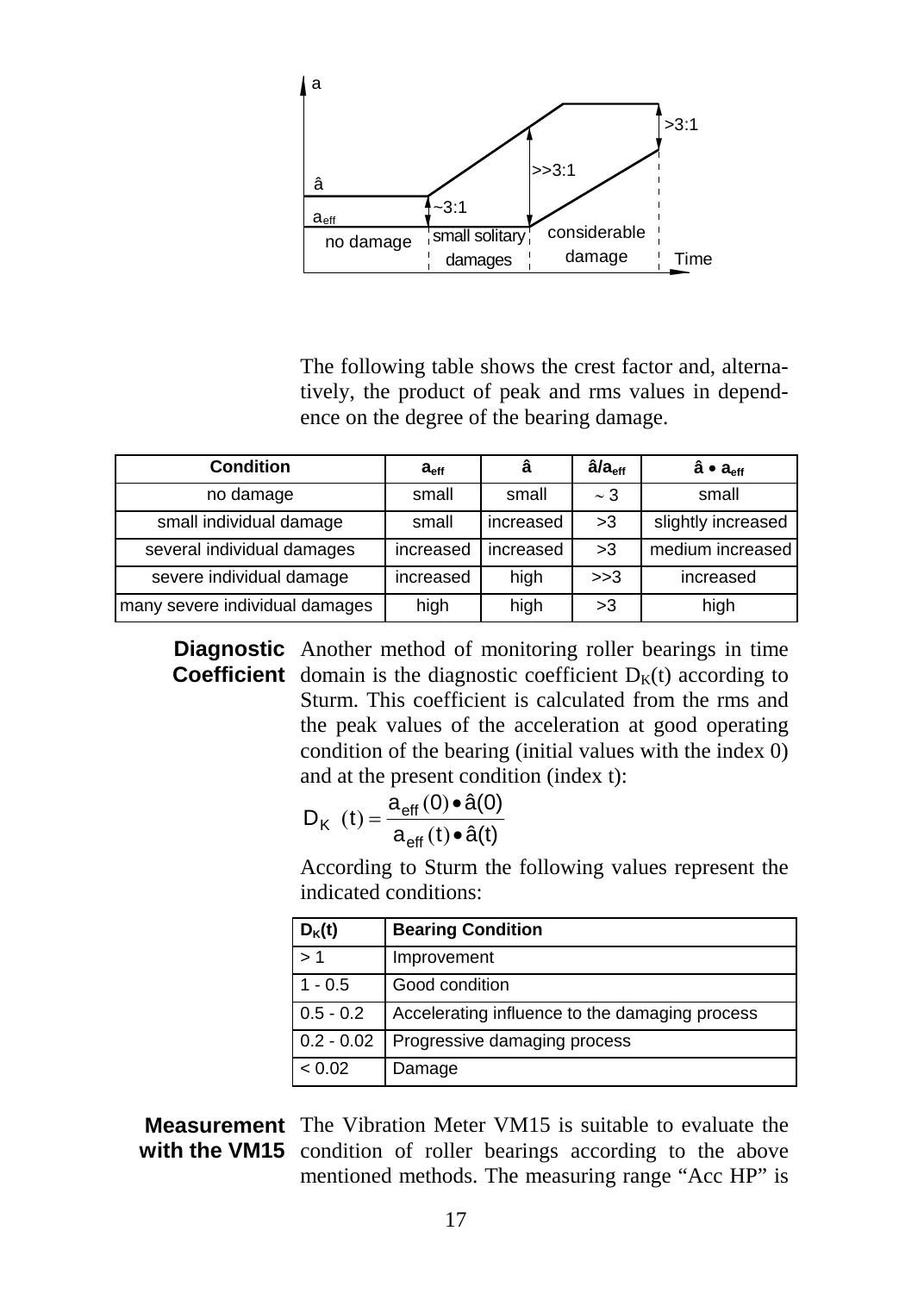The following table shows the crest factor and, alternatively, the product of peak and rms values in dependence on the degree of the bearing damage.

| Condition | $a_{eff}$ | â | $â/a_{eff}$ | $â \bullet a_{eff}$ |
|---|---|---|---|---|
| no damage | small | small | ~ 3 | small |
| small individual damage | small | increased | >3 | slightly increased |
| several individual damages | increased | increased | >3 | medium increased |
| severe individual damage | increased | high | >>3 | increased |
| many severe individual damages | high | high | >3 | high |

**Diagnostic Coefficient** Another method of monitoring roller bearings in time domain is the diagnostic coefficient $D_K(t)$ according to Sturm. This coefficient is calculated from the rms and the peak values of the acceleration at good operating condition of the bearing (initial values with the index 0) and at the present condition (index t):

$$D_K\ (t) = \frac{a_{eff}(0) \bullet \hat{a}(0)}{a_{eff}(t) \bullet \hat{a}(t)}$$

According to Sturm the following values represent the indicated conditions:

| $D_K(t)$ | Bearing Condition |
|---|---|
| > 1 | Improvement |
| 1 - 0.5 | Good condition |
| 0.5 - 0.2 | Accelerating influence to the damaging process |
| 0.2 - 0.02 | Progressive damaging process |
| < 0.02 | Damage |

**Measurement with the VM15** The Vibration Meter VM15 is suitable to evaluate the condition of roller bearings according to the above mentioned methods. The measuring range "Acc HP" is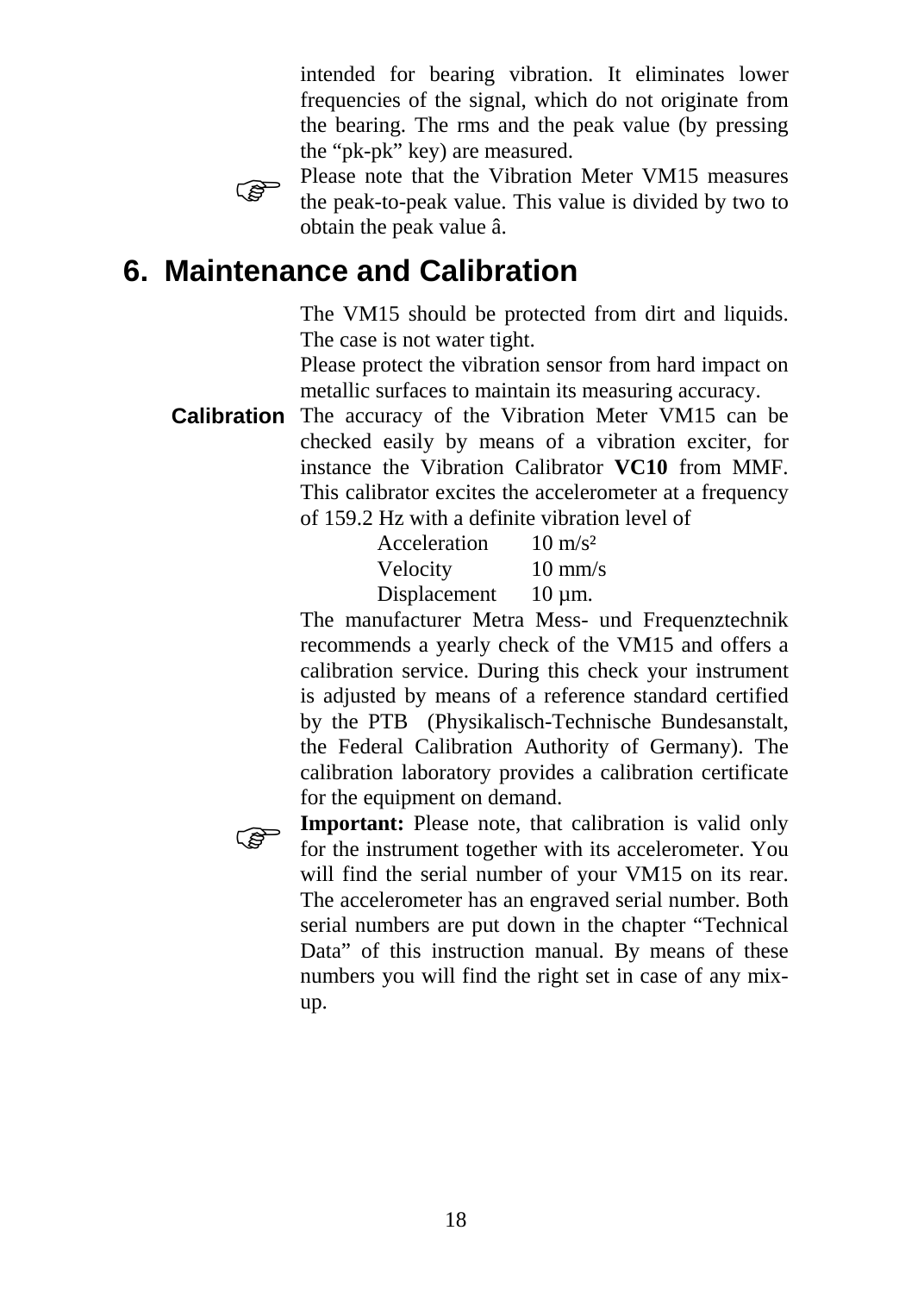intended for bearing vibration. It eliminates lower frequencies of the signal, which do not originate from the bearing. The rms and the peak value (by pressing the “pk-pk” key) are measured.

☞ Please note that the Vibration Meter VM15 measures the peak-to-peak value. This value is divided by two to obtain the peak value â.

# 6. Maintenance and Calibration

The VM15 should be protected from dirt and liquids. The case is not water tight.

Please protect the vibration sensor from hard impact on metallic surfaces to maintain its measuring accuracy.

**Calibration**

The accuracy of the Vibration Meter VM15 can be checked easily by means of a vibration exciter, for instance the Vibration Calibrator **VC10** from MMF. This calibrator excites the accelerometer at a frequency of 159.2 Hz with a definite vibration level of

| | |
|---|---|
| Acceleration | 10 m/s² |
| Velocity | 10 mm/s |
| Displacement | 10 µm. |

The manufacturer Metra Mess- und Frequenztechnik recommends a yearly check of the VM15 and offers a calibration service. During this check your instrument is adjusted by means of a reference standard certified by the PTB (Physikalisch-Technische Bundesanstalt, the Federal Calibration Authority of Germany). The calibration laboratory provides a calibration certificate for the equipment on demand.

☞ **Important:** Please note, that calibration is valid only for the instrument together with its accelerometer. You will find the serial number of your VM15 on its rear. The accelerometer has an engraved serial number. Both serial numbers are put down in the chapter “Technical Data” of this instruction manual. By means of these numbers you will find the right set in case of any mix-up.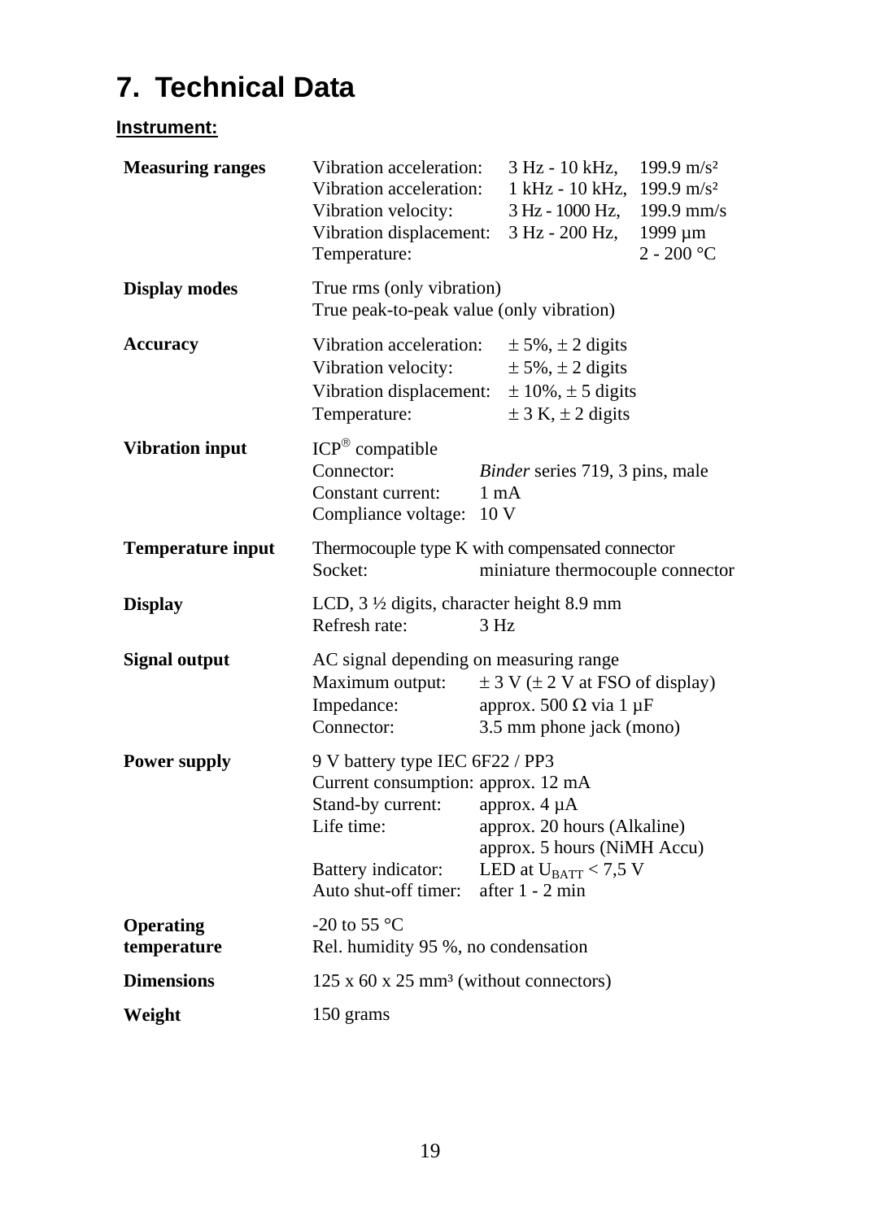# 7. Technical Data

**Instrument:**

| | |
|---|---|
| **Measuring ranges** | Vibration acceleration: 3 Hz - 10 kHz, 199.9 m/s²<br>Vibration acceleration: 1 kHz - 10 kHz, 199.9 m/s²<br>Vibration velocity: 3 Hz - 1000 Hz, 199.9 mm/s<br>Vibration displacement: 3 Hz - 200 Hz, 1999 µm<br>Temperature: 2 - 200 °C |
| **Display modes** | True rms (only vibration)<br>True peak-to-peak value (only vibration) |
| **Accuracy** | Vibration acceleration: ± 5%, ± 2 digits<br>Vibration velocity: ± 5%, ± 2 digits<br>Vibration displacement: ± 10%, ± 5 digits<br>Temperature: ± 3 K, ± 2 digits |
| **Vibration input** | ICP® compatible<br>Connector: *Binder* series 719, 3 pins, male<br>Constant current: 1 mA<br>Compliance voltage: 10 V |
| **Temperature input** | Thermocouple type K with compensated connector<br>Socket: miniature thermocouple connector |
| **Display** | LCD, 3 ½ digits, character height 8.9 mm<br>Refresh rate: 3 Hz |
| **Signal output** | AC signal depending on measuring range<br>Maximum output: ± 3 V (± 2 V at FSO of display)<br>Impedance: approx. 500 Ω via 1 µF<br>Connector: 3.5 mm phone jack (mono) |
| **Power supply** | 9 V battery type IEC 6F22 / PP3<br>Current consumption: approx. 12 mA<br>Stand-by current: approx. 4 µA<br>Life time: approx. 20 hours (Alkaline)<br>approx. 5 hours (NiMH Accu)<br>Battery indicator: LED at $U_{BATT}$ < 7,5 V<br>Auto shut-off timer: after 1 - 2 min |
| **Operating temperature** | -20 to 55 °C<br>Rel. humidity 95 %, no condensation |
| **Dimensions** | 125 x 60 x 25 mm³ (without connectors) |
| **Weight** | 150 grams |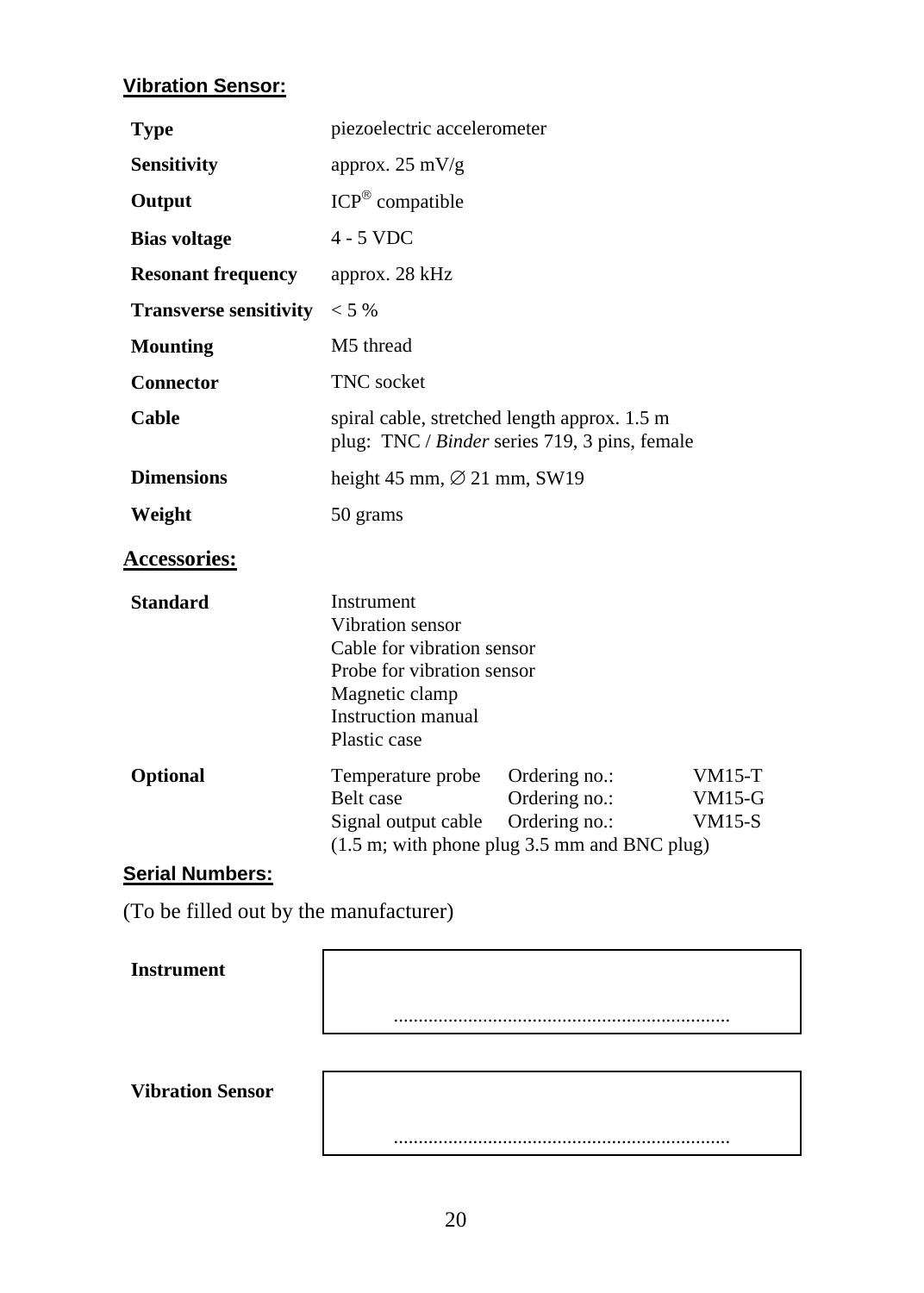## Vibration Sensor:

| | |
|---|---|
| **Type** | piezoelectric accelerometer |
| **Sensitivity** | approx. 25 mV/g |
| **Output** | ICP® compatible |
| **Bias voltage** | 4 - 5 VDC |
| **Resonant frequency** | approx. 28 kHz |
| **Transverse sensitivity** | < 5 % |
| **Mounting** | M5 thread |
| **Connector** | TNC socket |
| **Cable** | spiral cable, stretched length approx. 1.5 m<br>plug: TNC / *Binder* series 719, 3 pins, female |
| **Dimensions** | height 45 mm, ∅ 21 mm, SW19 |
| **Weight** | 50 grams |

## Accessories:

**Standard**

- Instrument
- Vibration sensor
- Cable for vibration sensor
- Probe for vibration sensor
- Magnetic clamp
- Instruction manual
- Plastic case

**Optional**

| | | |
|---|---|---|
| Temperature probe | Ordering no.: | VM15-T |
| Belt case | Ordering no.: | VM15-G |
| Signal output cable | Ordering no.: | VM15-S |

(1.5 m; with phone plug 3.5 mm and BNC plug)

## Serial Numbers:

(To be filled out by the manufacturer)

**Instrument**

...................................................................

**Vibration Sensor**

...................................................................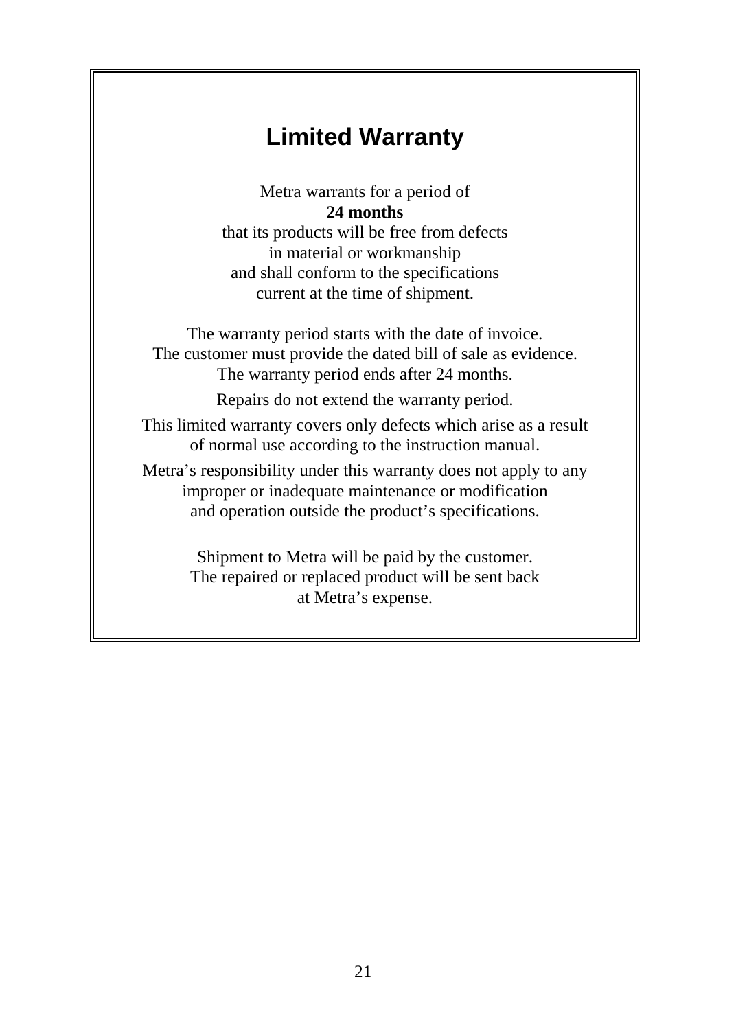# Limited Warranty

Metra warrants for a period of
**24 months**
that its products will be free from defects
in material or workmanship
and shall conform to the specifications
current at the time of shipment.

The warranty period starts with the date of invoice.
The customer must provide the dated bill of sale as evidence.
The warranty period ends after 24 months.

Repairs do not extend the warranty period.

This limited warranty covers only defects which arise as a result
of normal use according to the instruction manual.

Metra's responsibility under this warranty does not apply to any
improper or inadequate maintenance or modification
and operation outside the product's specifications.

Shipment to Metra will be paid by the customer.
The repaired or replaced product will be sent back
at Metra's expense.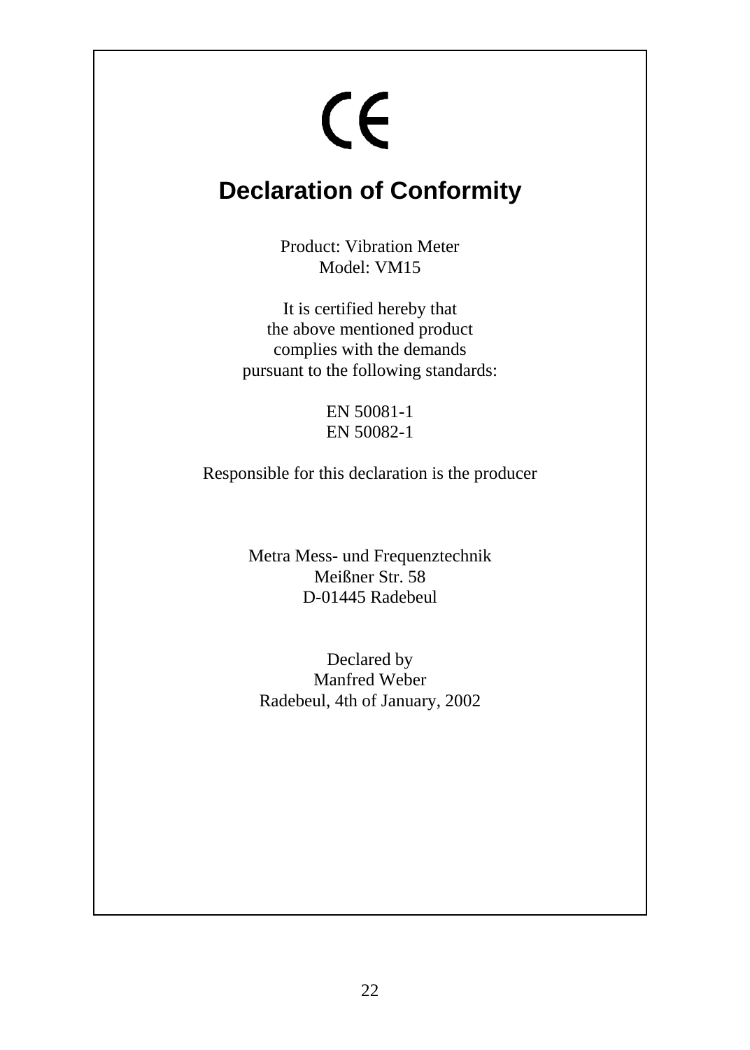CE

# Declaration of Conformity

Product: Vibration Meter
Model: VM15

It is certified hereby that
the above mentioned product
complies with the demands
pursuant to the following standards:

EN 50081-1
EN 50082-1

Responsible for this declaration is the producer

Metra Mess- und Frequenztechnik
Meißner Str. 58
D-01445 Radebeul

Declared by
Manfred Weber
Radebeul, 4th of January, 2002